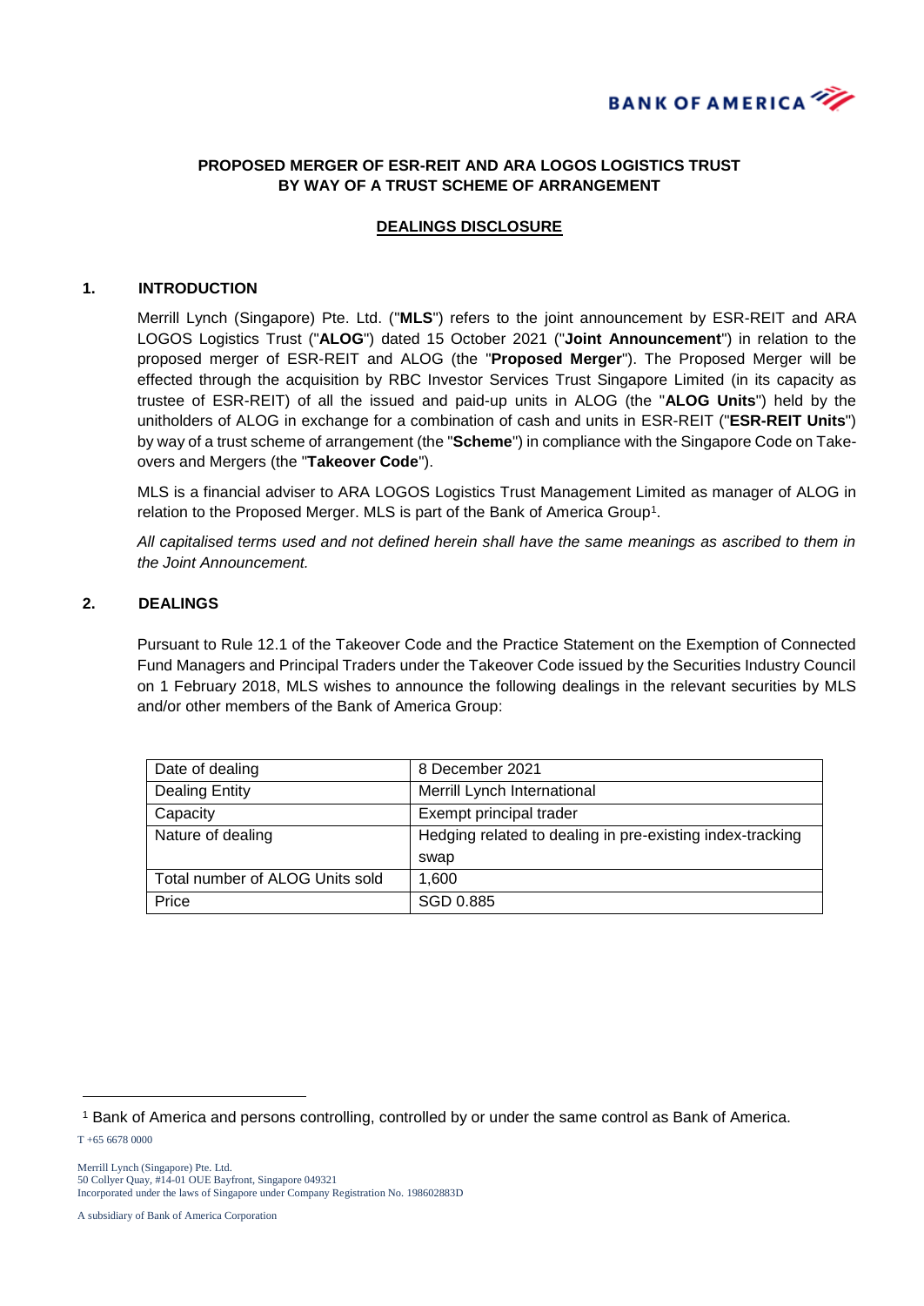# PROPOSED MERGER OF ESR-REIT AND ARA LOGOS LOGISTICS TRUST BY WAY OF A TRUST SCHEME OF ARRANGEMENT

## DEALINGS DISCLOSURE

### 1. INTRODUCTION

Merrill Lynch (Singapore) Pte. Ltd. ("**MLS**") refers to the joint announcement by ESR-REIT and ARA LOGOS Logistics Trust ("**ALOG**") dated 15 October 2021 ("**Joint Announcement**") in relation to the proposed merger of ESR-REIT and ALOG (the "**Proposed Merger**"). The Proposed Merger will be effected through the acquisition by RBC Investor Services Trust Singapore Limited (in its capacity as trustee of ESR-REIT) of all the issued and paid-up units in ALOG (the "**ALOG Units**") held by the unitholders of ALOG in exchange for a combination of cash and units in ESR-REIT ("**ESR-REIT Units**") by way of a trust scheme of arrangement (the "**Scheme**") in compliance with the Singapore Code on Take-overs and Mergers (the "**Takeover Code**").

MLS is a financial adviser to ARA LOGOS Logistics Trust Management Limited as manager of ALOG in relation to the Proposed Merger. MLS is part of the Bank of America Group[1].

*All capitalised terms used and not defined herein shall have the same meanings as ascribed to them in the Joint Announcement.*

### 2. DEALINGS

Pursuant to Rule 12.1 of the Takeover Code and the Practice Statement on the Exemption of Connected Fund Managers and Principal Traders under the Takeover Code issued by the Securities Industry Council on 1 February 2018, MLS wishes to announce the following dealings in the relevant securities by MLS and/or other members of the Bank of America Group:

| | |
|---|---|
| Date of dealing | 8 December 2021 |
| Dealing Entity | Merrill Lynch International |
| Capacity | Exempt principal trader |
| Nature of dealing | Hedging related to dealing in pre-existing index-tracking swap |
| Total number of ALOG Units sold | 1,600 |
| Price | SGD 0.885 |

[1] Bank of America and persons controlling, controlled by or under the same control as Bank of America.

T +65 6678 0000

Merrill Lynch (Singapore) Pte. Ltd.
50 Collyer Quay, #14-01 OUE Bayfront, Singapore 049321
Incorporated under the laws of Singapore under Company Registration No. 198602883D

A subsidiary of Bank of America Corporation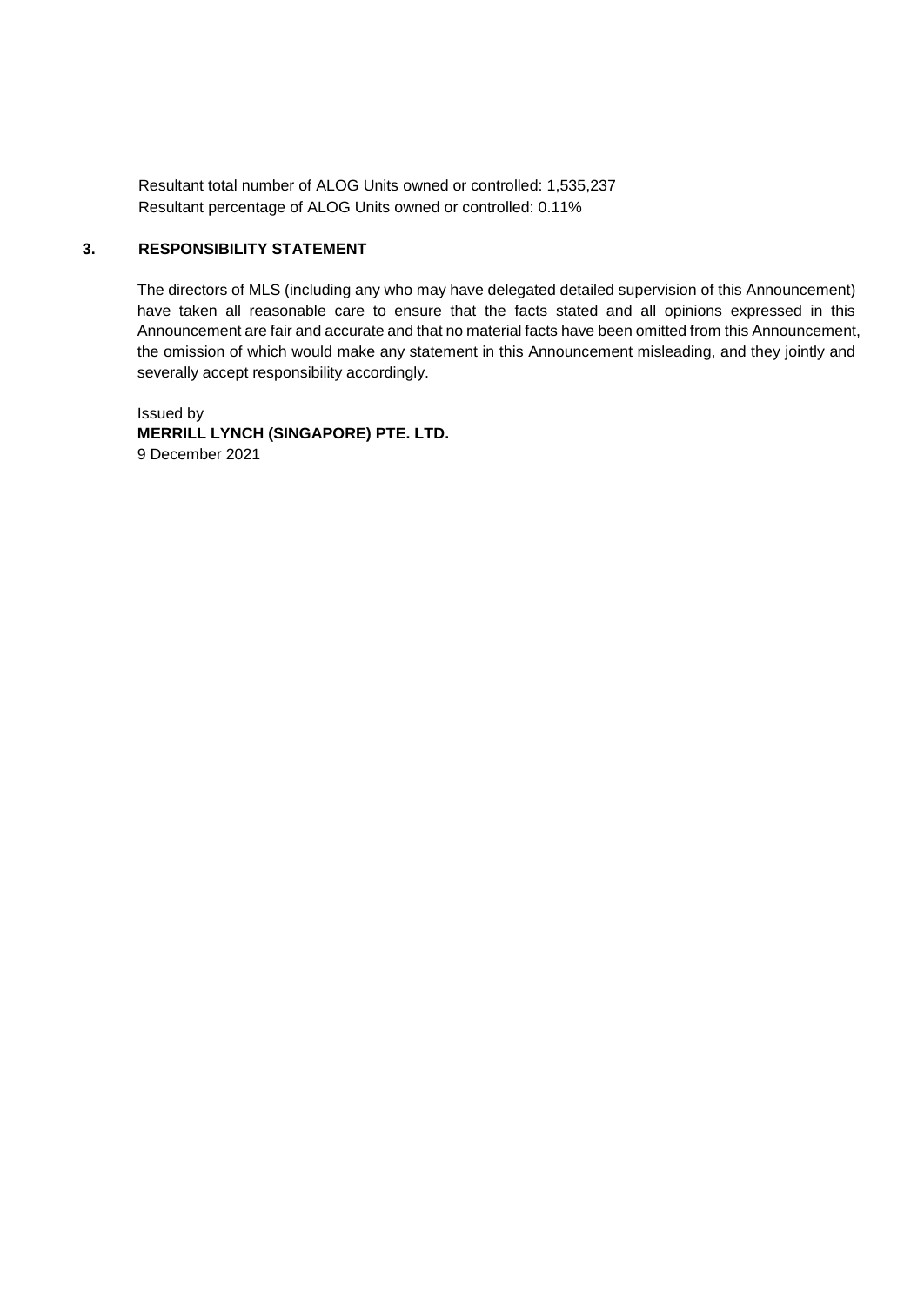Resultant total number of ALOG Units owned or controlled: 1,535,237
Resultant percentage of ALOG Units owned or controlled: 0.11%

## 3. RESPONSIBILITY STATEMENT

The directors of MLS (including any who may have delegated detailed supervision of this Announcement) have taken all reasonable care to ensure that the facts stated and all opinions expressed in this Announcement are fair and accurate and that no material facts have been omitted from this Announcement, the omission of which would make any statement in this Announcement misleading, and they jointly and severally accept responsibility accordingly.

Issued by
**MERRILL LYNCH (SINGAPORE) PTE. LTD.**
9 December 2021